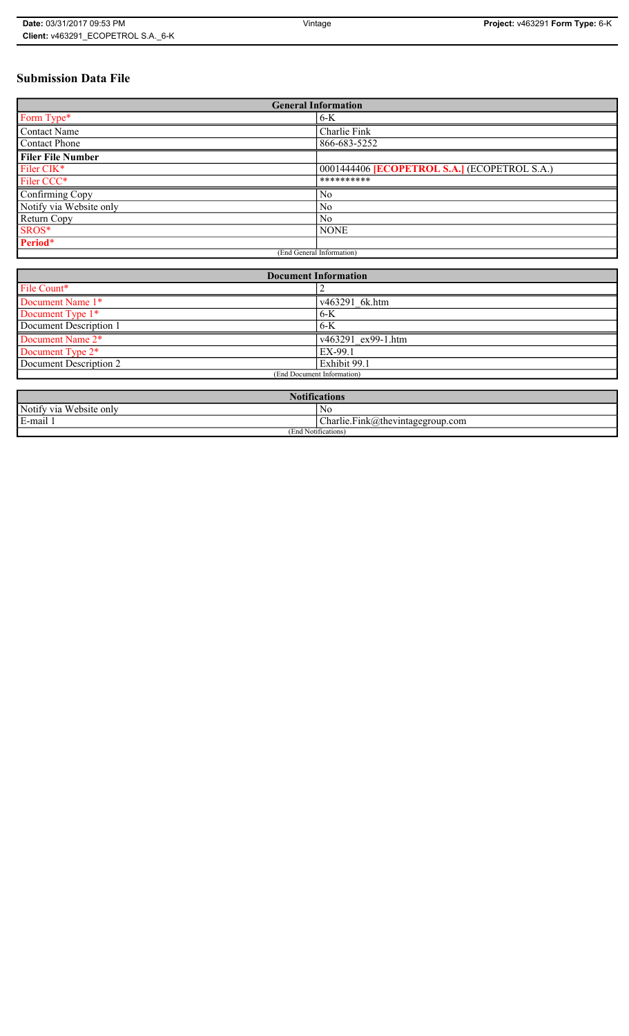# Submission Data File

| General Information | |
|---|---|
| Form Type* | 6-K |
| Contact Name | Charlie Fink |
| Contact Phone | 866-683-5252 |
| **Filer File Number** | |
| Filer CIK* | 0001444406 **[ECOPETROL S.A.]** (ECOPETROL S.A.) |
| Filer CCC* | ********** |
| Confirming Copy | No |
| Notify via Website only | No |
| Return Copy | No |
| SROS* | NONE |
| **Period*** | |
| (End General Information) | |

| Document Information | |
|---|---|
| File Count* | 2 |
| Document Name 1* | v463291_6k.htm |
| Document Type 1* | 6-K |
| Document Description 1 | 6-K |
| Document Name 2* | v463291_ex99-1.htm |
| Document Type 2* | EX-99.1 |
| Document Description 2 | Exhibit 99.1 |
| (End Document Information) | |

| Notifications | |
|---|---|
| Notify via Website only | No |
| E-mail 1 | Charlie.Fink@thevintagegroup.com |
| (End Notifications) | |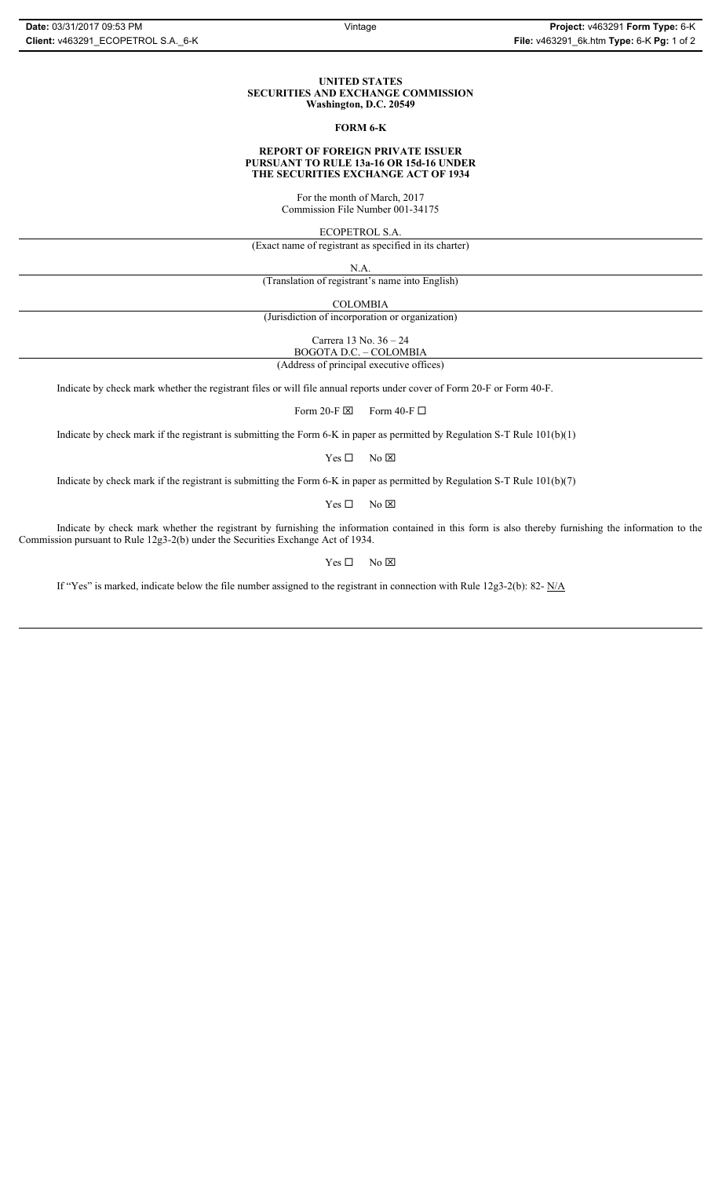**UNITED STATES**
**SECURITIES AND EXCHANGE COMMISSION**
**Washington, D.C. 20549**

**FORM 6-K**

**REPORT OF FOREIGN PRIVATE ISSUER**
**PURSUANT TO RULE 13a-16 OR 15d-16 UNDER**
**THE SECURITIES EXCHANGE ACT OF 1934**

For the month of March, 2017
Commission File Number 001-34175

ECOPETROL S.A.
(Exact name of registrant as specified in its charter)

N.A.
(Translation of registrant's name into English)

COLOMBIA
(Jurisdiction of incorporation or organization)

Carrera 13 No. 36 – 24
BOGOTA D.C. – COLOMBIA
(Address of principal executive offices)

Indicate by check mark whether the registrant files or will file annual reports under cover of Form 20-F or Form 40-F.

Form 20-F ☒ Form 40-F ☐

Indicate by check mark if the registrant is submitting the Form 6-K in paper as permitted by Regulation S-T Rule 101(b)(1)

Yes ☐ No ☒

Indicate by check mark if the registrant is submitting the Form 6-K in paper as permitted by Regulation S-T Rule 101(b)(7)

Yes ☐ No ☒

Indicate by check mark whether the registrant by furnishing the information contained in this form is also thereby furnishing the information to the Commission pursuant to Rule 12g3-2(b) under the Securities Exchange Act of 1934.

Yes ☐ No ☒

If "Yes" is marked, indicate below the file number assigned to the registrant in connection with Rule 12g3-2(b): 82- N/A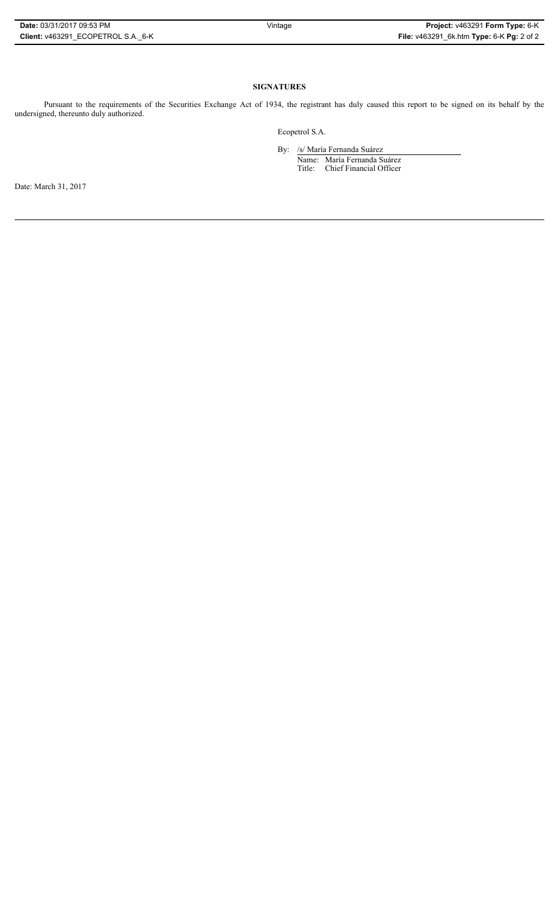**SIGNATURES**

Pursuant to the requirements of the Securities Exchange Act of 1934, the registrant has duly caused this report to be signed on its behalf by the undersigned, thereunto duly authorized.

Ecopetrol S.A.

By: /s/ María Fernanda Suárez

Name: María Fernanda Suárez

Title: Chief Financial Officer

Date: March 31, 2017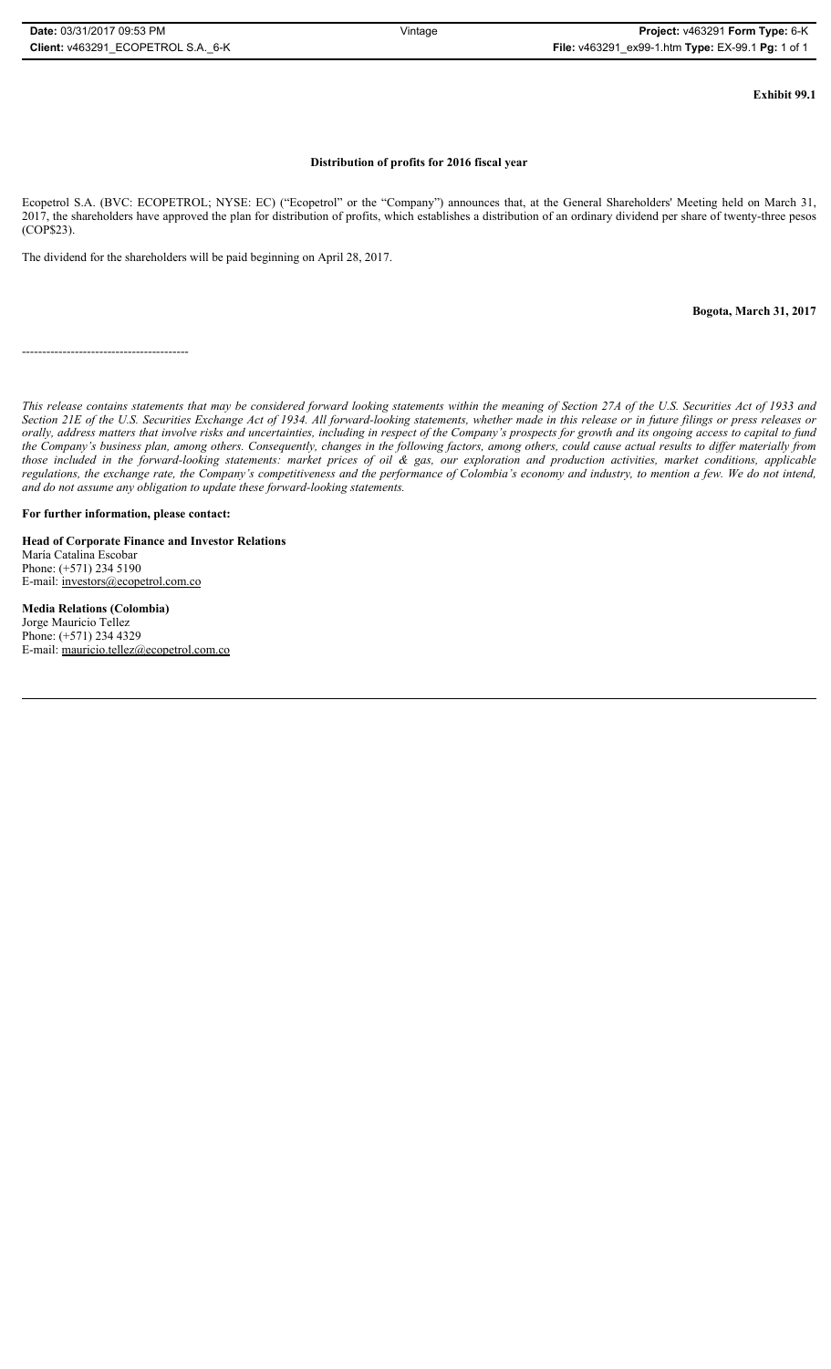**Exhibit 99.1**

**Distribution of profits for 2016 fiscal year**

Ecopetrol S.A. (BVC: ECOPETROL; NYSE: EC) ("Ecopetrol" or the "Company") announces that, at the General Shareholders' Meeting held on March 31, 2017, the shareholders have approved the plan for distribution of profits, which establishes a distribution of an ordinary dividend per share of twenty-three pesos (COP$23).

The dividend for the shareholders will be paid beginning on April 28, 2017.

**Bogota, March 31, 2017**

-----------------------------------------

*This release contains statements that may be considered forward looking statements within the meaning of Section 27A of the U.S. Securities Act of 1933 and Section 21E of the U.S. Securities Exchange Act of 1934. All forward-looking statements, whether made in this release or in future filings or press releases or orally, address matters that involve risks and uncertainties, including in respect of the Company's prospects for growth and its ongoing access to capital to fund the Company's business plan, among others. Consequently, changes in the following factors, among others, could cause actual results to differ materially from those included in the forward-looking statements: market prices of oil & gas, our exploration and production activities, market conditions, applicable regulations, the exchange rate, the Company's competitiveness and the performance of Colombia's economy and industry, to mention a few. We do not intend, and do not assume any obligation to update these forward-looking statements.*

**For further information, please contact:**

**Head of Corporate Finance and Investor Relations**
María Catalina Escobar
Phone: (+571) 234 5190
E-mail: investors@ecopetrol.com.co

**Media Relations (Colombia)**
Jorge Mauricio Tellez
Phone: (+571) 234 4329
E-mail: mauricio.tellez@ecopetrol.com.co